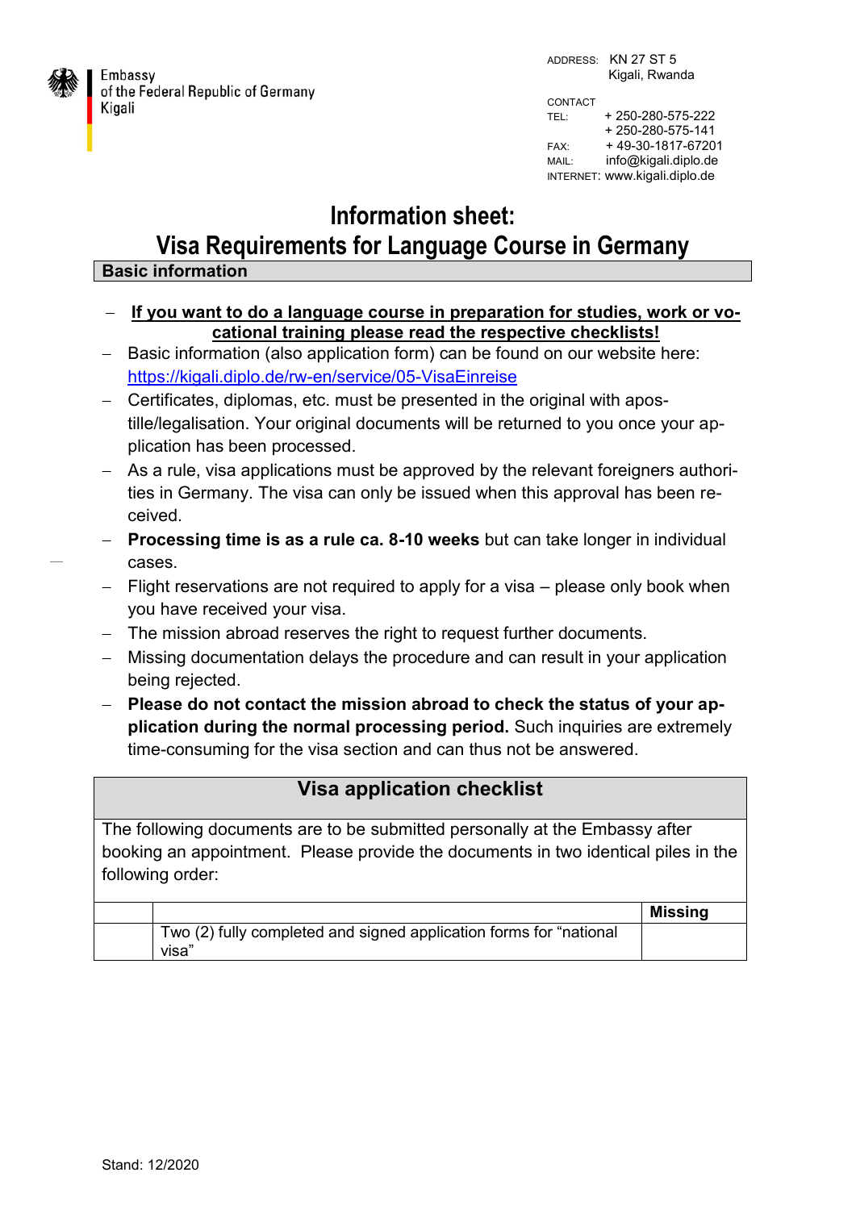Embassy
of the Federal Republic of Germany
Kigali

ADDRESS: KN 27 ST 5
Kigali, Rwanda

CONTACT
TEL: + 250-280-575-222
+ 250-280-575-141
FAX: + 49-30-1817-67201
MAIL: info@kigali.diplo.de
INTERNET: www.kigali.diplo.de

# Information sheet:
# Visa Requirements for Language Course in Germany

## Basic information

- **If you want to do a language course in preparation for studies, work or vocational training please read the respective checklists!**
- Basic information (also application form) can be found on our website here: https://kigali.diplo.de/rw-en/service/05-VisaEinreise
- Certificates, diplomas, etc. must be presented in the original with apostille/legalisation. Your original documents will be returned to you once your application has been processed.
- As a rule, visa applications must be approved by the relevant foreigners authorities in Germany. The visa can only be issued when this approval has been received.
- **Processing time is as a rule ca. 8-10 weeks** but can take longer in individual cases.
- Flight reservations are not required to apply for a visa – please only book when you have received your visa.
- The mission abroad reserves the right to request further documents.
- Missing documentation delays the procedure and can result in your application being rejected.
- **Please do not contact the mission abroad to check the status of your application during the normal processing period.** Such inquiries are extremely time-consuming for the visa section and can thus not be answered.

## Visa application checklist

The following documents are to be submitted personally at the Embassy after booking an appointment. Please provide the documents in two identical piles in the following order:

| | | **Missing** |
|---|---|---|
| | Two (2) fully completed and signed application forms for "national visa" | |

Stand: 12/2020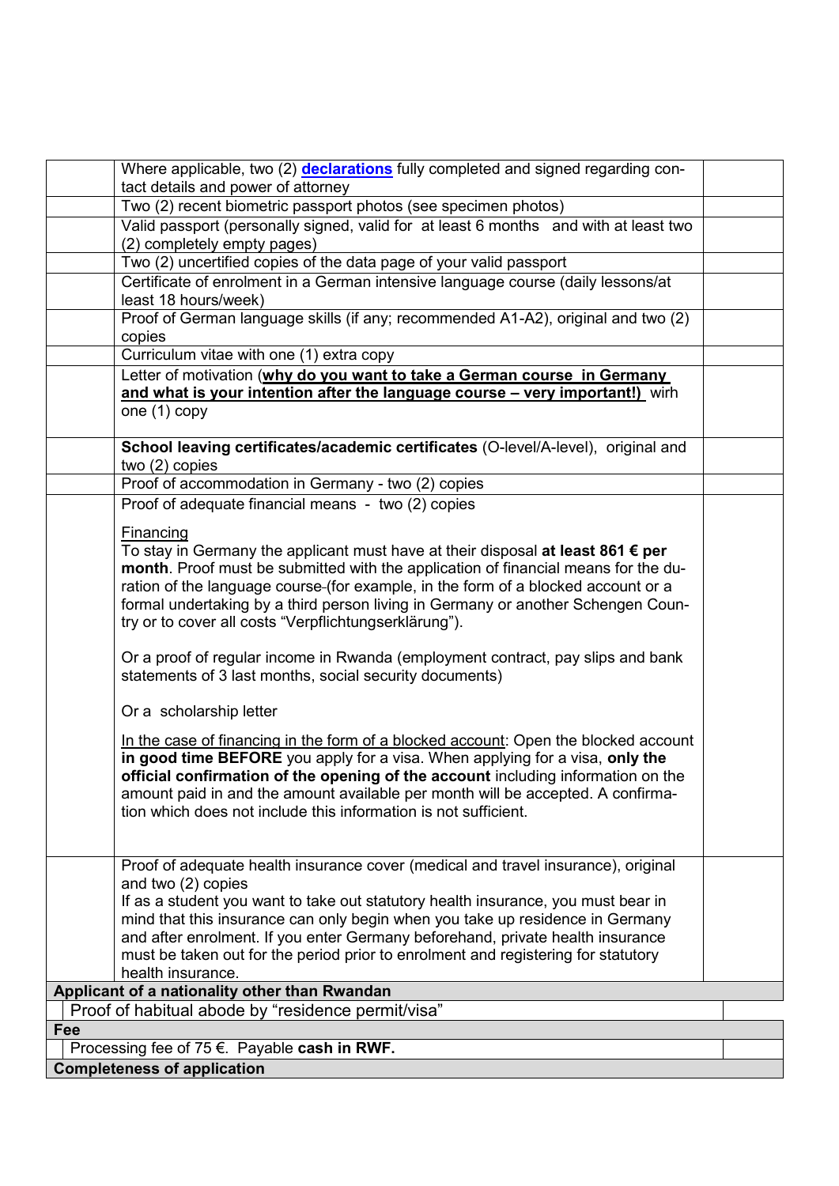| | | |
|---|---|---|
| | Where applicable, two (2) **declarations** fully completed and signed regarding contact details and power of attorney | |
| | Two (2) recent biometric passport photos (see specimen photos) | |
| | Valid passport (personally signed, valid for at least 6 months and with at least two (2) completely empty pages) | |
| | Two (2) uncertified copies of the data page of your valid passport | |
| | Certificate of enrolment in a German intensive language course (daily lessons/at least 18 hours/week) | |
| | Proof of German language skills (if any; recommended A1-A2), original and two (2) copies | |
| | Curriculum vitae with one (1) extra copy | |
| | Letter of motivation (**why do you want to take a German course in Germany and what is your intention after the language course – very important!)** wirh one (1) copy | |
| | **School leaving certificates/academic certificates** (O-level/A-level), original and two (2) copies | |
| | Proof of accommodation in Germany - two (2) copies | |
| | Proof of adequate financial means - two (2) copies<br><br>Financing<br>To stay in Germany the applicant must have at their disposal **at least 861 € per month**. Proof must be submitted with the application of financial means for the duration of the language course (for example, in the form of a blocked account or a formal undertaking by a third person living in Germany or another Schengen Country or to cover all costs "Verpflichtungserklärung").<br><br>Or a proof of regular income in Rwanda (employment contract, pay slips and bank statements of 3 last months, social security documents)<br><br>Or a scholarship letter<br><br>In the case of financing in the form of a blocked account: Open the blocked account **in good time BEFORE** you apply for a visa. When applying for a visa, **only the official confirmation of the opening of the account** including information on the amount paid in and the amount available per month will be accepted. A confirmation which does not include this information is not sufficient. | |
| | Proof of adequate health insurance cover (medical and travel insurance), original and two (2) copies<br>If as a student you want to take out statutory health insurance, you must bear in mind that this insurance can only begin when you take up residence in Germany and after enrolment. If you enter Germany beforehand, private health insurance must be taken out for the period prior to enrolment and registering for statutory health insurance. | |
| **Applicant of a nationality other than Rwandan** | | |
| | Proof of habitual abode by "residence permit/visa" | |
| **Fee** | | |
| | Processing fee of 75 €. Payable **cash in RWF.** | |
| **Completeness of application** | | |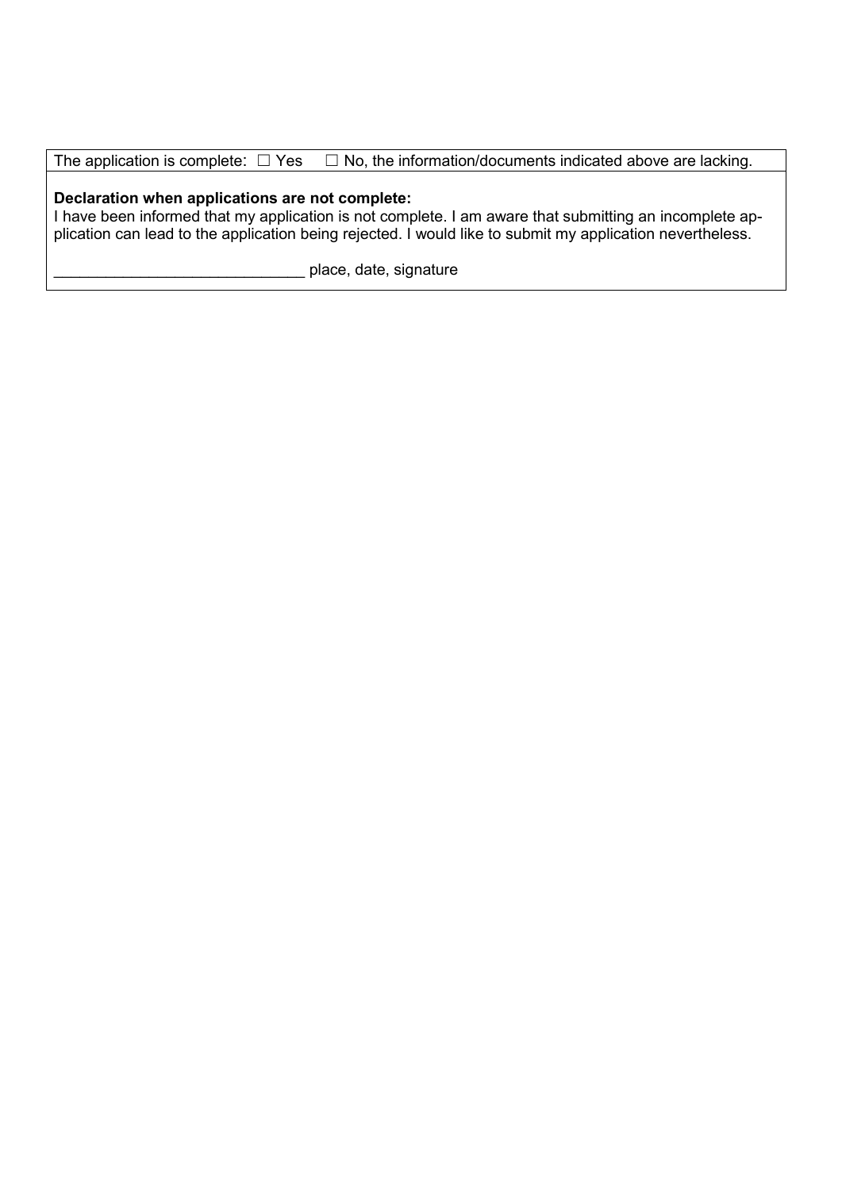The application is complete: ☐ Yes ☐ No, the information/documents indicated above are lacking.

**Declaration when applications are not complete:**
I have been informed that my application is not complete. I am aware that submitting an incomplete application can lead to the application being rejected. I would like to submit my application nevertheless.

_____________________________ place, date, signature